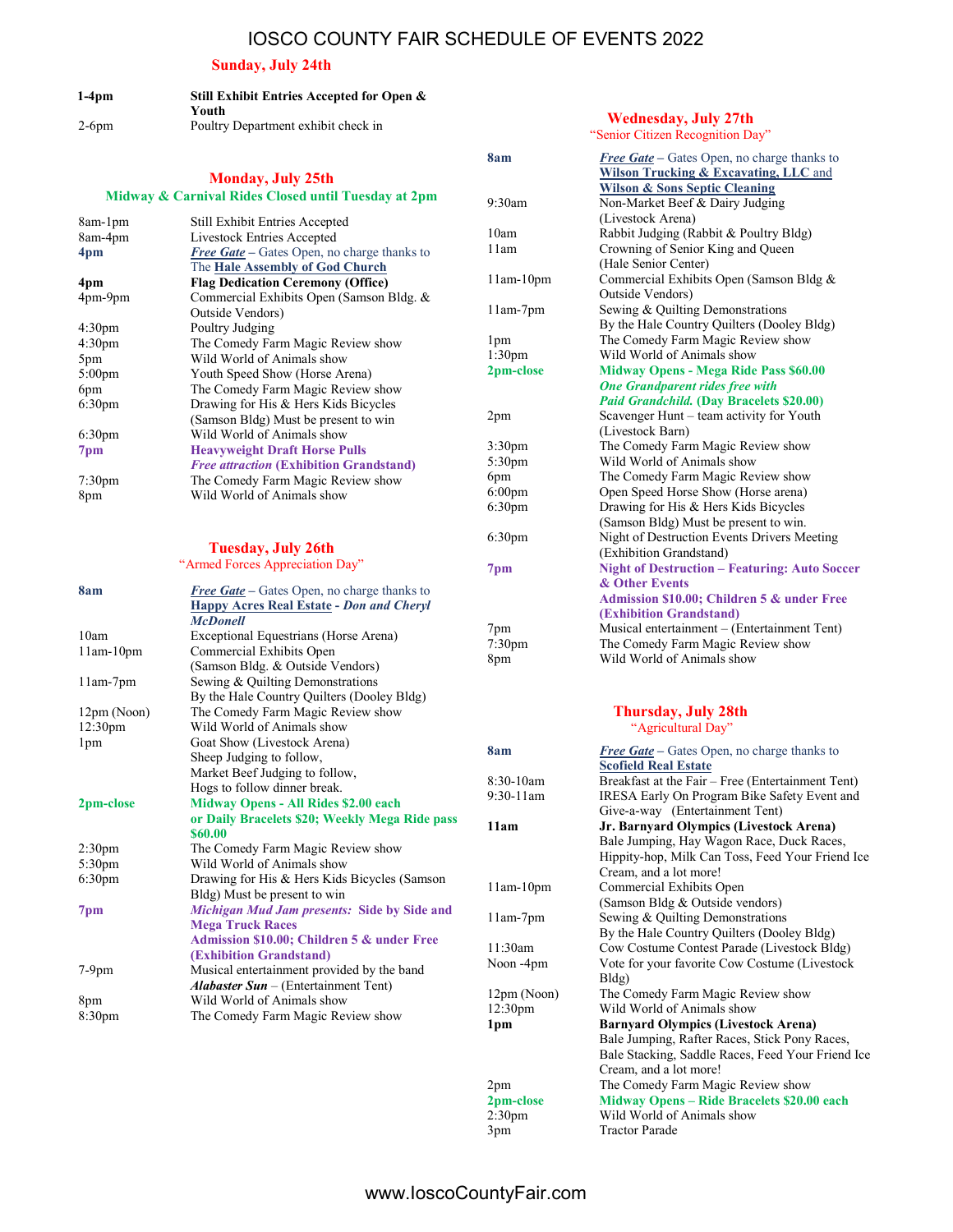# IOSCO COUNTY FAIR SCHEDULE OF EVENTS 2022

## Sunday, July 24th

| | |
|---|---|
| **1-4pm** | **Still Exhibit Entries Accepted for Open & Youth** |
| 2-6pm | Poultry Department exhibit check in |

## Monday, July 25th

**Midway & Carnival Rides Closed until Tuesday at 2pm**

| | |
|---|---|
| 8am-1pm | Still Exhibit Entries Accepted |
| 8am-4pm | Livestock Entries Accepted |
| **4pm** | ***Free Gate*** – Gates Open, no charge thanks to The **Hale Assembly of God Church** |
| **4pm** | **Flag Dedication Ceremony (Office)** |
| 4pm-9pm | Commercial Exhibits Open (Samson Bldg. & Outside Vendors) |
| 4:30pm | Poultry Judging |
| 4:30pm | The Comedy Farm Magic Review show |
| 5pm | Wild World of Animals show |
| 5:00pm | Youth Speed Show (Horse Arena) |
| 6pm | The Comedy Farm Magic Review show |
| 6:30pm | Drawing for His & Hers Kids Bicycles (Samson Bldg) Must be present to win |
| 6:30pm | Wild World of Animals show |
| **7pm** | **Heavyweight Draft Horse Pulls** ***Free attraction* (Exhibition Grandstand)** |
| 7:30pm | The Comedy Farm Magic Review show |
| 8pm | Wild World of Animals show |

## Tuesday, July 26th

"Armed Forces Appreciation Day"

| | |
|---|---|
| **8am** | ***Free Gate*** – Gates Open, no charge thanks to **Happy Acres Real Estate** - ***Don and Cheryl McDonell*** |
| 10am | Exceptional Equestrians (Horse Arena) |
| 11am-10pm | Commercial Exhibits Open (Samson Bldg. & Outside Vendors) |
| 11am-7pm | Sewing & Quilting Demonstrations By the Hale Country Quilters (Dooley Bldg) |
| 12pm (Noon) | The Comedy Farm Magic Review show |
| 12:30pm | Wild World of Animals show |
| 1pm | Goat Show (Livestock Arena) Sheep Judging to follow, Market Beef Judging to follow, Hogs to follow dinner break. |
| **2pm-close** | **Midway Opens - All Rides $2.00 each or Daily Bracelets $20; Weekly Mega Ride pass $60.00** |
| 2:30pm | The Comedy Farm Magic Review show |
| 5:30pm | Wild World of Animals show |
| 6:30pm | Drawing for His & Hers Kids Bicycles (Samson Bldg) Must be present to win |
| **7pm** | ***Michigan Mud Jam presents:* Side by Side and Mega Truck Races** **Admission $10.00; Children 5 & under Free (Exhibition Grandstand)** |
| 7-9pm | Musical entertainment provided by the band ***Alabaster Sun*** – (Entertainment Tent) |
| 8pm | Wild World of Animals show |
| 8:30pm | The Comedy Farm Magic Review show |

## Wednesday, July 27th

"Senior Citizen Recognition Day"

| | |
|---|---|
| **8am** | ***Free Gate*** – Gates Open, no charge thanks to **Wilson Trucking & Excavating, LLC** and **Wilson & Sons Septic Cleaning** |
| 9:30am | Non-Market Beef & Dairy Judging (Livestock Arena) |
| 10am | Rabbit Judging (Rabbit & Poultry Bldg) |
| 11am | Crowning of Senior King and Queen (Hale Senior Center) |
| 11am-10pm | Commercial Exhibits Open (Samson Bldg & Outside Vendors) |
| 11am-7pm | Sewing & Quilting Demonstrations By the Hale Country Quilters (Dooley Bldg) |
| 1pm | The Comedy Farm Magic Review show |
| 1:30pm | Wild World of Animals show |
| **2pm-close** | **Midway Opens - Mega Ride Pass $60.00** ***One Grandparent rides free with Paid Grandchild.*** **(Day Bracelets $20.00)** |
| 2pm | Scavenger Hunt – team activity for Youth (Livestock Barn) |
| 3:30pm | The Comedy Farm Magic Review show |
| 5:30pm | Wild World of Animals show |
| 6pm | The Comedy Farm Magic Review show |
| 6:00pm | Open Speed Horse Show (Horse arena) |
| 6:30pm | Drawing for His & Hers Kids Bicycles (Samson Bldg) Must be present to win. |
| 6:30pm | Night of Destruction Events Drivers Meeting (Exhibition Grandstand) |
| **7pm** | **Night of Destruction – Featuring: Auto Soccer & Other Events** **Admission $10.00; Children 5 & under Free (Exhibition Grandstand)** |
| 7pm | Musical entertainment – (Entertainment Tent) |
| 7:30pm | The Comedy Farm Magic Review show |
| 8pm | Wild World of Animals show |

## Thursday, July 28th

"Agricultural Day"

| | |
|---|---|
| **8am** | ***Free Gate*** – Gates Open, no charge thanks to **Scofield Real Estate** |
| 8:30-10am | Breakfast at the Fair – Free (Entertainment Tent) |
| 9:30-11am | IRESA Early On Program Bike Safety Event and Give-a-way (Entertainment Tent) |
| **11am** | **Jr. Barnyard Olympics (Livestock Arena)** Bale Jumping, Hay Wagon Race, Duck Races, Hippity-hop, Milk Can Toss, Feed Your Friend Ice Cream, and a lot more! |
| 11am-10pm | Commercial Exhibits Open (Samson Bldg & Outside vendors) |
| 11am-7pm | Sewing & Quilting Demonstrations By the Hale Country Quilters (Dooley Bldg) |
| 11:30am | Cow Costume Contest Parade (Livestock Bldg) |
| Noon -4pm | Vote for your favorite Cow Costume (Livestock Bldg) |
| 12pm (Noon) | The Comedy Farm Magic Review show |
| 12:30pm | Wild World of Animals show |
| **1pm** | **Barnyard Olympics (Livestock Arena)** Bale Jumping, Rafter Races, Stick Pony Races, Bale Stacking, Saddle Races, Feed Your Friend Ice Cream, and a lot more! |
| 2pm | The Comedy Farm Magic Review show |
| **2pm-close** | **Midway Opens – Ride Bracelets $20.00 each** |
| 2:30pm | Wild World of Animals show |
| 3pm | Tractor Parade |

www.IoscoCountyFair.com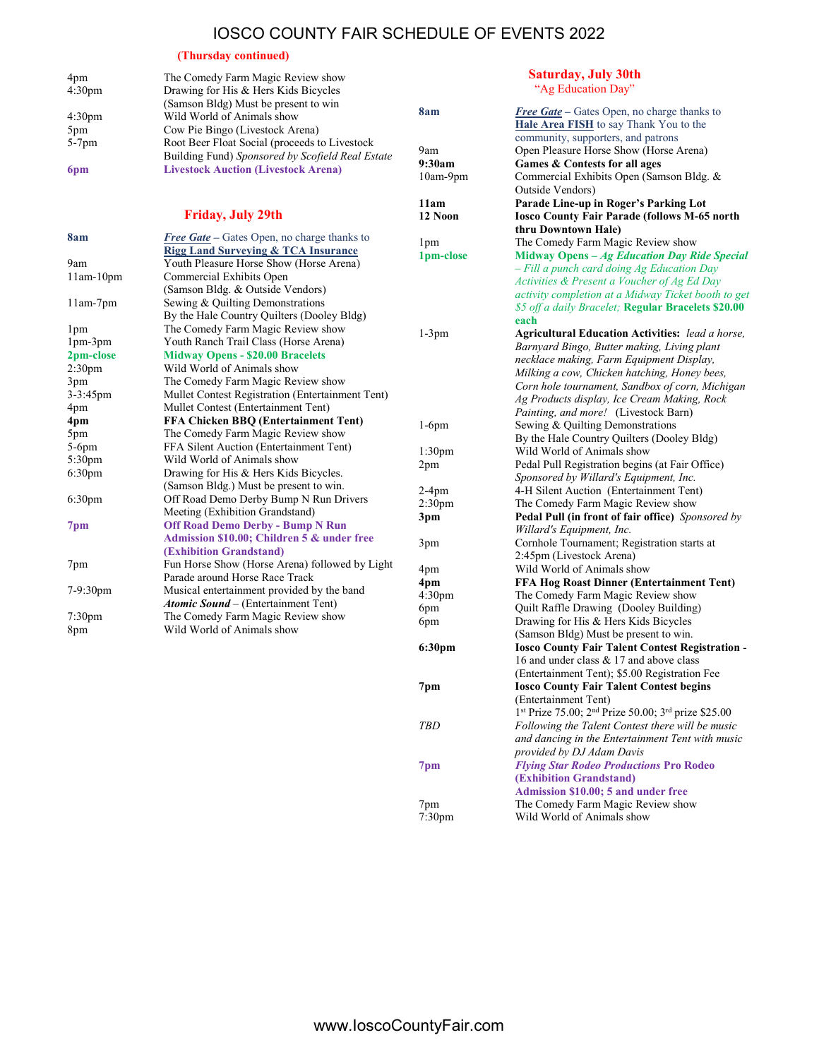# IOSCO COUNTY FAIR SCHEDULE OF EVENTS 2022

## (Thursday continued)

| | |
|---|---|
| 4pm | The Comedy Farm Magic Review show |
| 4:30pm | Drawing for His & Hers Kids Bicycles (Samson Bldg) Must be present to win |
| 4:30pm | Wild World of Animals show |
| 5pm | Cow Pie Bingo (Livestock Arena) |
| 5-7pm | Root Beer Float Social (proceeds to Livestock Building Fund) *Sponsored by Scofield Real Estate* |
| **6pm** | **Livestock Auction (Livestock Arena)** |

## Friday, July 29th

| | |
|---|---|
| **8am** | ***Free Gate*** – Gates Open, no charge thanks to **Rigg Land Surveying & TCA Insurance** |
| 9am | Youth Pleasure Horse Show (Horse Arena) |
| 11am-10pm | Commercial Exhibits Open (Samson Bldg. & Outside Vendors) |
| 11am-7pm | Sewing & Quilting Demonstrations By the Hale Country Quilters (Dooley Bldg) |
| 1pm | The Comedy Farm Magic Review show |
| 1pm-3pm | Youth Ranch Trail Class (Horse Arena) |
| **2pm-close** | **Midway Opens - $20.00 Bracelets** |
| 2:30pm | Wild World of Animals show |
| 3pm | The Comedy Farm Magic Review show |
| 3-3:45pm | Mullet Contest Registration (Entertainment Tent) |
| 4pm | Mullet Contest (Entertainment Tent) |
| **4pm** | **FFA Chicken BBQ (Entertainment Tent)** |
| 5pm | The Comedy Farm Magic Review show |
| 5-6pm | FFA Silent Auction (Entertainment Tent) |
| 5:30pm | Wild World of Animals show |
| 6:30pm | Drawing for His & Hers Kids Bicycles. (Samson Bldg.) Must be present to win. |
| 6:30pm | Off Road Demo Derby Bump N Run Drivers Meeting (Exhibition Grandstand) |
| **7pm** | **Off Road Demo Derby - Bump N Run Admission $10.00; Children 5 & under free (Exhibition Grandstand)** |
| 7pm | Fun Horse Show (Horse Arena) followed by Light Parade around Horse Race Track |
| 7-9:30pm | Musical entertainment provided by the band ***Atomic Sound*** – (Entertainment Tent) |
| 7:30pm | The Comedy Farm Magic Review show |
| 8pm | Wild World of Animals show |

## Saturday, July 30th
"Ag Education Day"

| | |
|---|---|
| **8am** | ***Free Gate*** **–** Gates Open, no charge thanks to **Hale Area FISH** to say Thank You to the community, supporters, and patrons |
| 9am | Open Pleasure Horse Show (Horse Arena) |
| **9:30am** | **Games & Contests for all ages** |
| 10am-9pm | Commercial Exhibits Open (Samson Bldg. & Outside Vendors) |
| **11am** | **Parade Line-up in Roger's Parking Lot** |
| **12 Noon** | **Iosco County Fair Parade (follows M-65 north thru Downtown Hale)** |
| 1pm | The Comedy Farm Magic Review show |
| **1pm-close** | **Midway Opens –** ***Ag Education Day Ride Special*** *– Fill a punch card doing Ag Education Day Activities & Present a Voucher of Ag Ed Day activity completion at a Midway Ticket booth to get $5 off a daily Bracelet;* **Regular Bracelets $20.00 each** |
| 1-3pm | **Agricultural Education Activities:** *lead a horse, Barnyard Bingo, Butter making, Living plant necklace making, Farm Equipment Display, Milking a cow, Chicken hatching, Honey bees, Corn hole tournament, Sandbox of corn, Michigan Ag Products display, Ice Cream Making, Rock Painting, and more!* (Livestock Barn) |
| 1-6pm | Sewing & Quilting Demonstrations By the Hale Country Quilters (Dooley Bldg) |
| 1:30pm | Wild World of Animals show |
| 2pm | Pedal Pull Registration begins (at Fair Office) *Sponsored by Willard's Equipment, Inc.* |
| 2-4pm | 4-H Silent Auction (Entertainment Tent) |
| 2:30pm | The Comedy Farm Magic Review show |
| **3pm** | **Pedal Pull (in front of fair office)** *Sponsored by Willard's Equipment, Inc.* |
| 3pm | Cornhole Tournament; Registration starts at 2:45pm (Livestock Arena) |
| 4pm | Wild World of Animals show |
| **4pm** | **FFA Hog Roast Dinner (Entertainment Tent)** |
| 4:30pm | The Comedy Farm Magic Review show |
| 6pm | Quilt Raffle Drawing (Dooley Building) |
| 6pm | Drawing for His & Hers Kids Bicycles (Samson Bldg) Must be present to win. |
| **6:30pm** | **Iosco County Fair Talent Contest Registration -** 16 and under class & 17 and above class (Entertainment Tent); $5.00 Registration Fee |
| **7pm** | **Iosco County Fair Talent Contest begins** (Entertainment Tent) 1st Prize 75.00; 2nd Prize 50.00; 3rd prize $25.00 |
| *TBD* | *Following the Talent Contest there will be music and dancing in the Entertainment Tent with music provided by DJ Adam Davis* |
| **7pm** | ***Flying Star Rodeo Productions*** **Pro Rodeo (Exhibition Grandstand) Admission $10.00; 5 and under free** |
| 7pm | The Comedy Farm Magic Review show |
| 7:30pm | Wild World of Animals show |

www.IoscoCountyFair.com